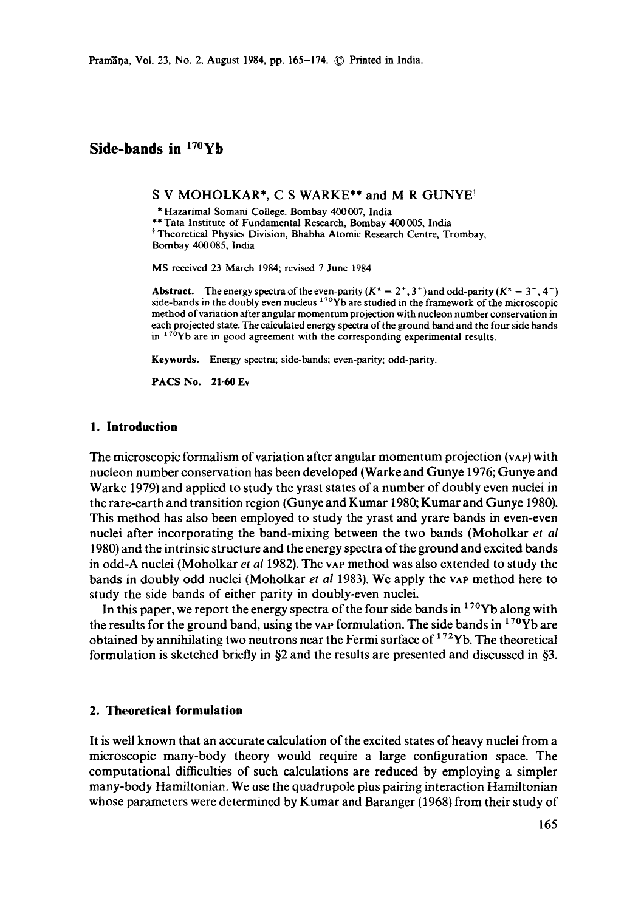# Side-bands in $^{170}$Yb

S V MOHOLKAR*, C S WARKE** and M R GUNYE†

\* Hazarimal Somani College, Bombay 400007, India
\*\* Tata Institute of Fundamental Research, Bombay 400005, India
† Theoretical Physics Division, Bhabha Atomic Research Centre, Trombay, Bombay 400085, India

MS received 23 March 1984; revised 7 June 1984

**Abstract.** The energy spectra of the even-parity ($K^\pi = 2^+, 3^+$) and odd-parity ($K^\pi = 3^-, 4^-$) side-bands in the doubly even nucleus $^{170}$Yb are studied in the framework of the microscopic method of variation after angular momentum projection with nucleon number conservation in each projected state. The calculated energy spectra of the ground band and the four side bands in $^{170}$Yb are in good agreement with the corresponding experimental results.

**Keywords.** Energy spectra; side-bands; even-parity; odd-parity.

**PACS No.** 21·60 Ev

## 1. Introduction

The microscopic formalism of variation after angular momentum projection (VAP) with nucleon number conservation has been developed (Warke and Gunye 1976; Gunye and Warke 1979) and applied to study the yrast states of a number of doubly even nuclei in the rare-earth and transition region (Gunye and Kumar 1980; Kumar and Gunye 1980). This method has also been employed to study the yrast and yrare bands in even-even nuclei after incorporating the band-mixing between the two bands (Moholkar *et al* 1980) and the intrinsic structure and the energy spectra of the ground and excited bands in odd-A nuclei (Moholkar *et al* 1982). The VAP method was also extended to study the bands in doubly odd nuclei (Moholkar *et al* 1983). We apply the VAP method here to study the side bands of either parity in doubly-even nuclei.

In this paper, we report the energy spectra of the four side bands in $^{170}$Yb along with the results for the ground band, using the VAP formulation. The side bands in $^{170}$Yb are obtained by annihilating two neutrons near the Fermi surface of $^{172}$Yb. The theoretical formulation is sketched briefly in §2 and the results are presented and discussed in §3.

## 2. Theoretical formulation

It is well known that an accurate calculation of the excited states of heavy nuclei from a microscopic many-body theory would require a large configuration space. The computational difficulties of such calculations are reduced by employing a simpler many-body Hamiltonian. We use the quadrupole plus pairing interaction Hamiltonian whose parameters were determined by Kumar and Baranger (1968) from their study of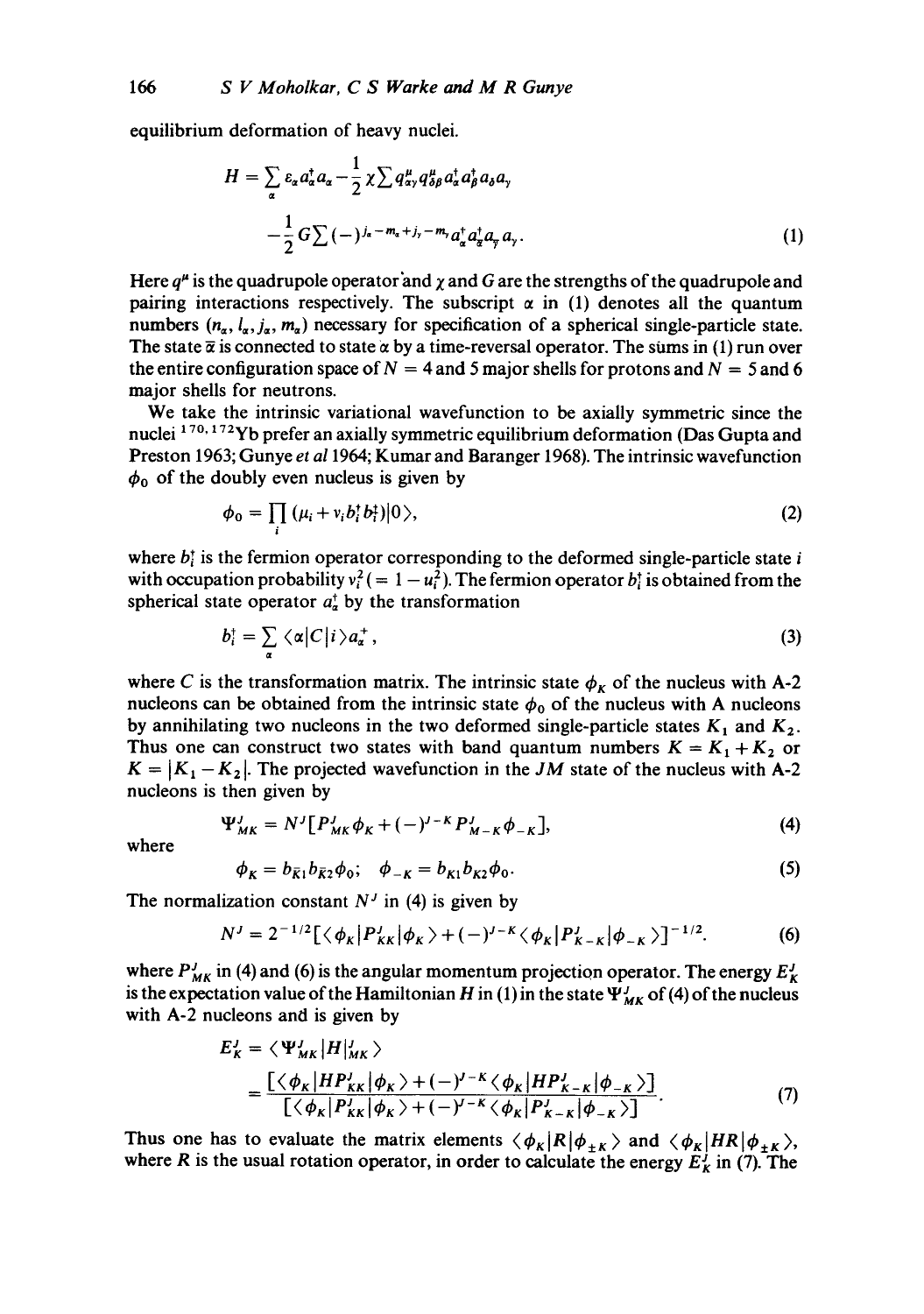equilibrium deformation of heavy nuclei.

$$H = \sum_{\alpha} \varepsilon_\alpha a_\alpha^\dagger a_\alpha - \frac{1}{2}\chi \sum q^\mu_{\alpha\gamma} q^\mu_{\delta\beta} a_\alpha^\dagger a_\beta^\dagger a_\delta a_\gamma - \frac{1}{2} G \sum (-)^{j_\alpha - m_\alpha + j_\gamma - m_\gamma} a_\alpha^\dagger a_{\bar{\alpha}}^\dagger a_{\bar{\gamma}} a_\gamma. \tag{1}$$

Here $q^\mu$ is the quadrupole operator and $\chi$ and $G$ are the strengths of the quadrupole and pairing interactions respectively. The subscript $\alpha$ in (1) denotes all the quantum numbers $(n_\alpha, l_\alpha, j_\alpha, m_\alpha)$ necessary for specification of a spherical single-particle state. The state $\bar{\alpha}$ is connected to state $\alpha$ by a time-reversal operator. The sums in (1) run over the entire configuration space of $N = 4$ and 5 major shells for protons and $N = 5$ and 6 major shells for neutrons.

We take the intrinsic variational wavefunction to be axially symmetric since the nuclei $^{170,172}$Yb prefer an axially symmetric equilibrium deformation (Das Gupta and Preston 1963; Gunye *et al* 1964; Kumar and Baranger 1968). The intrinsic wavefunction $\phi_0$ of the doubly even nucleus is given by

$$\phi_0 = \prod_i (\mu_i + v_i b_i^\dagger b_{\bar{i}}^\dagger)|0\rangle, \tag{2}$$

where $b_i^\dagger$ is the fermion operator corresponding to the deformed single-particle state $i$ with occupation probability $v_i^2 (= 1 - u_i^2)$. The fermion operator $b_i^\dagger$ is obtained from the spherical state operator $a_\alpha^\dagger$ by the transformation

$$b_i^\dagger = \sum_\alpha \langle \alpha | C | i \rangle a_\alpha^+, \tag{3}$$

where $C$ is the transformation matrix. The intrinsic state $\phi_K$ of the nucleus with A-2 nucleons can be obtained from the intrinsic state $\phi_0$ of the nucleus with A nucleons by annihilating two nucleons in the two deformed single-particle states $K_1$ and $K_2$. Thus one can construct two states with band quantum numbers $K = K_1 + K_2$ or $K = |K_1 - K_2|$. The projected wavefunction in the $JM$ state of the nucleus with A-2 nucleons is then given by

$$\Psi^J_{MK} = N^J [P^J_{MK} \phi_K + (-)^{J-K} P^J_{M-K} \phi_{-K}], \tag{4}$$

where

$$\phi_K = b_{\bar{K}1} b_{\bar{K}2} \phi_0; \quad \phi_{-K} = b_{K1} b_{K2} \phi_0. \tag{5}$$

The normalization constant $N^J$ in (4) is given by

$$N^J = 2^{-1/2} [\langle \phi_K | P^J_{KK} | \phi_K \rangle + (-)^{J-K} \langle \phi_K | P^J_{K-K} | \phi_{-K} \rangle]^{-1/2}. \tag{6}$$

where $P^J_{MK}$ in (4) and (6) is the angular momentum projection operator. The energy $E^J_K$ is the expectation value of the Hamiltonian $H$ in (1) in the state $\Psi^J_{MK}$ of (4) of the nucleus with A-2 nucleons and is given by

$$E^J_K = \langle \Psi^J_{MK} | H |^J_{MK} \rangle = \frac{[\langle \phi_K | H P^J_{KK} | \phi_K \rangle + (-)^{J-K} \langle \phi_K | H P^J_{K-K} | \phi_{-K} \rangle]}{[\langle \phi_K | P^J_{KK} | \phi_K \rangle + (-)^{J-K} \langle \phi_K | P^J_{K-K} | \phi_{-K} \rangle]}. \tag{7}$$

Thus one has to evaluate the matrix elements $\langle \phi_K | R | \phi_{\pm K} \rangle$ and $\langle \phi_K | HR | \phi_{\pm K} \rangle$, where $R$ is the usual rotation operator, in order to calculate the energy $E^J_K$ in (7). The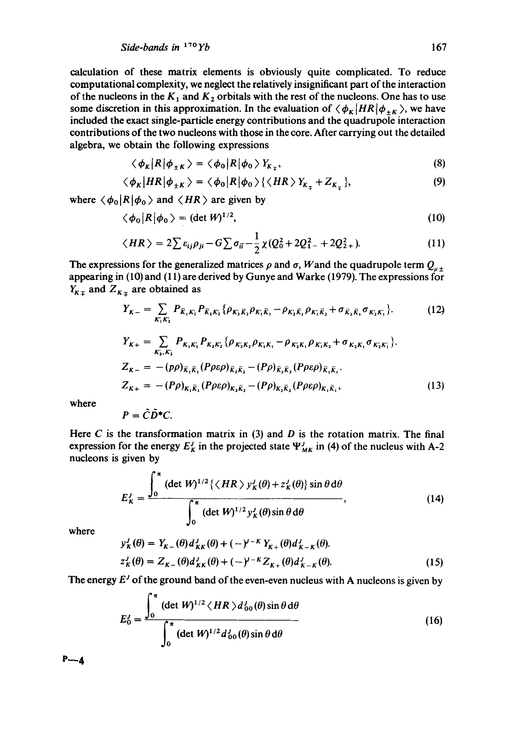calculation of these matrix elements is obviously quite complicated. To reduce computational complexity, we neglect the relatively insignificant part of the interaction of the nucleons in the $K_1$ and $K_2$ orbitals with the rest of the nucleons. One has to use some discretion in this approximation. In the evaluation of $\langle \phi_K | HR | \phi_{\pm K} \rangle$, we have included the exact single-particle energy contributions and the quadrupole interaction contributions of the two nucleons with those in the core. After carrying out the detailed algebra, we obtain the following expressions

$$\langle \phi_K | R | \phi_{\pm K} \rangle = \langle \phi_0 | R | \phi_0 \rangle Y_{K_\mp}, \tag{8}$$

$$\langle \phi_K | HR | \phi_{\pm K} \rangle = \langle \phi_0 | R | \phi_0 \rangle \{ \langle HR \rangle Y_{K_\mp} + Z_{K_\mp} \}, \tag{9}$$

where $\langle \phi_0 | R | \phi_0 \rangle$ and $\langle HR \rangle$ are given by

$$\langle \phi_0 | R | \phi_0 \rangle = (\det W)^{1/2}, \tag{10}$$

$$\langle HR \rangle = 2 \sum \varepsilon_{ij} \rho_{ji} - G \sum \sigma_{i\bar{i}} - \frac{1}{2} \chi (Q_0^2 + 2Q_{1-}^2 + 2Q_{2+}^2). \tag{11}$$

The expressions for the generalized matrices $\rho$ and $\sigma$, $W$ and the quadrupole term $Q_{\mu\pm}$ appearing in (10) and (11) are derived by Gunye and Warke (1979). The expressions for $Y_{K\mp}$ and $Z_{K\mp}$ are obtained as

$$Y_{K-} = \sum_{K_1' K_2'} P_{\bar{K}_1 K_1'} P_{\bar{K}_2 K_2'} \{ \rho_{K_2' \bar{K}_2} \rho_{K_1' \bar{K}_1} - \rho_{K_2' \bar{K}_1} \rho_{K_1' \bar{K}_2} + \sigma_{\bar{K}_2 \bar{K}_1} \sigma_{K_2' K_1'} \}. \tag{12}$$

$$Y_{K+} = \sum_{K_1', K_2'} P_{K_1 K_1'} P_{K_2 K_2'} \{ \rho_{K_2' K_2} \rho_{K_1' K_1} - \rho_{K_2' K_1} \rho_{K_1' K_2} + \sigma_{K_2 K_1} \sigma_{K_2' K_1'} \}.$$

$$Z_{K-} = -(p\rho)_{\bar{K}_1 \bar{K}_1} (P\rho\varepsilon\rho)_{\bar{K}_2 \bar{K}_2} - (P\rho)_{\bar{K}_2 \bar{K}_2} (P\rho\varepsilon\rho)_{\bar{K}_1 \bar{K}_1}.$$

$$Z_{K+} = -(P\rho)_{K_1 \bar{K}_1} (P\rho\varepsilon\rho)_{K_2 \bar{K}_2} - (P\rho)_{K_2 \bar{K}_2} (P\rho\varepsilon\rho)_{K_1 \bar{K}_1}, \tag{13}$$

where

$$P = \tilde{C} \tilde{D}^* C.$$

Here $C$ is the transformation matrix in (3) and $D$ is the rotation matrix. The final expression for the energy $E_K^J$ in the projected state $\Psi_{MK}^J$ in (4) of the nucleus with A-2 nucleons is given by

$$E_K^J = \frac{\int_0^\pi (\det W)^{1/2} \{ \langle HR \rangle y_K^J(\theta) + z_K^J(\theta) \} \sin\theta \, d\theta}{\int_0^\pi (\det W)^{1/2} y_K^J(\theta) \sin\theta \, d\theta}, \tag{14}$$

where

$$y_K^J(\theta) = Y_{K-}(\theta) d_{KK}^J(\theta) + (-)^{J-K} Y_{K+}(\theta) d_{K-K}^J(\theta).$$

$$z_K^J(\theta) = Z_{K-}(\theta) d_{KK}^J(\theta) + (-)^{J-K} Z_{K+}(\theta) d_{K-K}^J(\theta). \tag{15}$$

The energy $E^J$ of the ground band of the even-even nucleus with A nucleons is given by

$$E_0^J = \frac{\int_0^\pi (\det W)^{1/2} \langle HR \rangle d_{00}^J(\theta) \sin\theta \, d\theta}{\int_0^\pi (\det W)^{1/2} d_{00}^J(\theta) \sin\theta \, d\theta} \tag{16}$$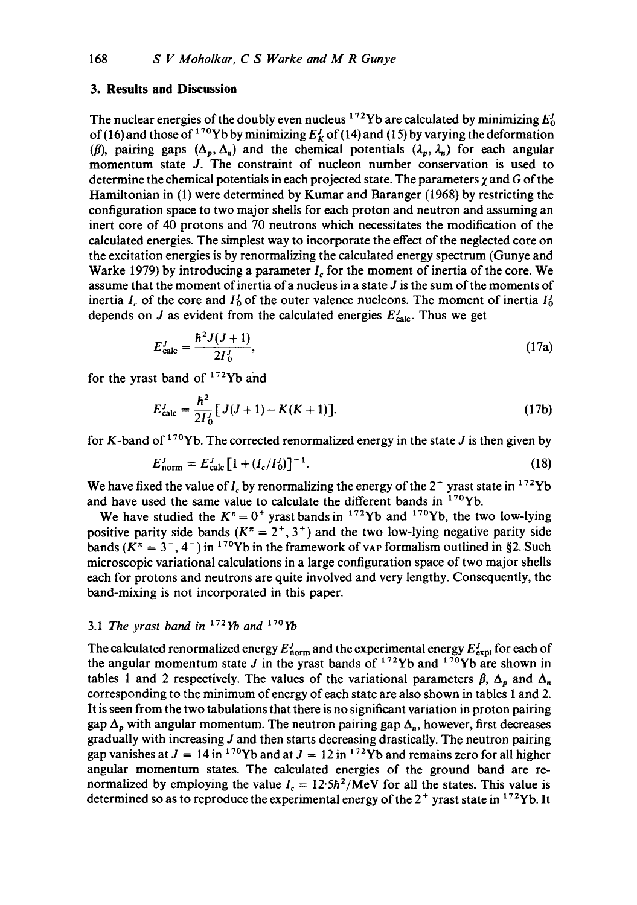## 3. Results and Discussion

The nuclear energies of the doubly even nucleus $^{172}$Yb are calculated by minimizing $E_0^J$ of (16) and those of $^{170}$Yb by minimizing $E_K^J$ of (14) and (15) by varying the deformation ($\beta$), pairing gaps ($\Delta_p$, $\Delta_n$) and the chemical potentials ($\lambda_p$, $\lambda_n$) for each angular momentum state $J$. The constraint of nucleon number conservation is used to determine the chemical potentials in each projected state. The parameters $\chi$ and $G$ of the Hamiltonian in (1) were determined by Kumar and Baranger (1968) by restricting the configuration space to two major shells for each proton and neutron and assuming an inert core of 40 protons and 70 neutrons which necessitates the modification of the calculated energies. The simplest way to incorporate the effect of the neglected core on the excitation energies is by renormalizing the calculated energy spectrum (Gunye and Warke 1979) by introducing a parameter $I_c$ for the moment of inertia of the core. We assume that the moment of inertia of a nucleus in a state $J$ is the sum of the moments of inertia $I_c$ of the core and $I_0^J$ of the outer valence nucleons. The moment of inertia $I_0^J$ depends on $J$ as evident from the calculated energies $E_{\mathrm{calc}}^J$. Thus we get

$$E_{\mathrm{calc}}^J = \frac{\hbar^2 J(J+1)}{2I_0^J}, \tag{17a}$$

for the yrast band of $^{172}$Yb and

$$E_{\mathrm{calc}}^J = \frac{\hbar^2}{2I_0^J}\left[J(J+1) - K(K+1)\right]. \tag{17b}$$

for $K$-band of $^{170}$Yb. The corrected renormalized energy in the state $J$ is then given by

$$E_{\mathrm{norm}}^J = E_{\mathrm{calc}}^J \left[1 + (I_c/I_0^J)\right]^{-1}. \tag{18}$$

We have fixed the value of $I_c$ by renormalizing the energy of the $2^+$ yrast state in $^{172}$Yb and have used the same value to calculate the different bands in $^{170}$Yb.

We have studied the $K^\pi = 0^+$ yrast bands in $^{172}$Yb and $^{170}$Yb, the two low-lying positive parity side bands ($K^\pi = 2^+, 3^+$) and the two low-lying negative parity side bands ($K^\pi = 3^-, 4^-$) in $^{170}$Yb in the framework of VAP formalism outlined in §2. Such microscopic variational calculations in a large configuration space of two major shells each for protons and neutrons are quite involved and very lengthy. Consequently, the band-mixing is not incorporated in this paper.

### 3.1 *The yrast band in $^{172}$Yb and $^{170}$Yb*

The calculated renormalized energy $E_{\mathrm{norm}}^J$ and the experimental energy $E_{\mathrm{expt}}^J$ for each of the angular momentum state $J$ in the yrast bands of $^{172}$Yb and $^{170}$Yb are shown in tables 1 and 2 respectively. The values of the variational parameters $\beta$, $\Delta_p$ and $\Delta_n$ corresponding to the minimum of energy of each state are also shown in tables 1 and 2. It is seen from the two tabulations that there is no significant variation in proton pairing gap $\Delta_p$ with angular momentum. The neutron pairing gap $\Delta_n$, however, first decreases gradually with increasing $J$ and then starts decreasing drastically. The neutron pairing gap vanishes at $J = 14$ in $^{170}$Yb and at $J = 12$ in $^{172}$Yb and remains zero for all higher angular momentum states. The calculated energies of the ground band are renormalized by employing the value $I_c = 12{\cdot}5\hbar^2/\mathrm{MeV}$ for all the states. This value is determined so as to reproduce the experimental energy of the $2^+$ yrast state in $^{172}$Yb. It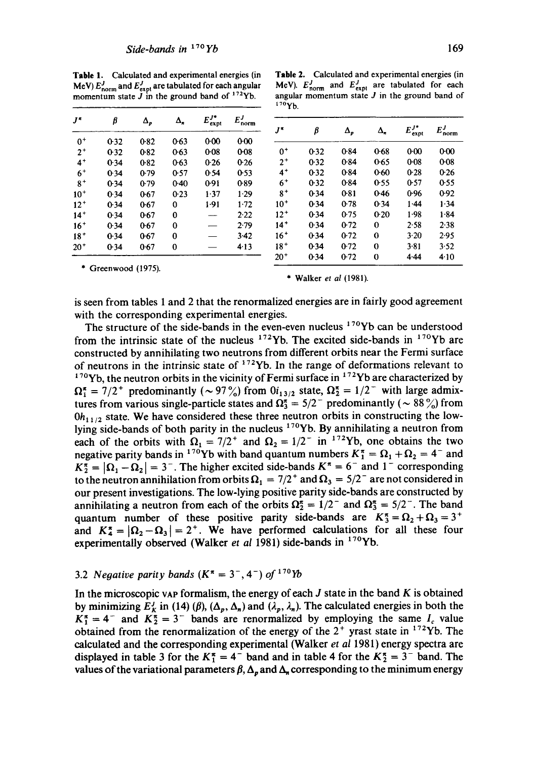**Table 1.** Calculated and experimental energies (in MeV) $E^J_{norm}$ and $E^J_{expt}$ are tabulated for each angular momentum state $J$ in the ground band of $^{172}$Yb.

| $J^\pi$ | $\beta$ | $\Delta_p$ | $\Delta_n$ | $E^{J*}_{expt}$ | $E^J_{norm}$ |
|---|---|---|---|---|---|
| $0^+$ | 0·32 | 0·82 | 0·63 | 0·00 | 0·00 |
| $2^+$ | 0·32 | 0·82 | 0·63 | 0·08 | 0·08 |
| $4^+$ | 0·34 | 0·82 | 0·63 | 0·26 | 0·26 |
| $6^+$ | 0·34 | 0·79 | 0·57 | 0·54 | 0·53 |
| $8^+$ | 0·34 | 0·79 | 0·40 | 0·91 | 0·89 |
| $10^+$ | 0·34 | 0·67 | 0·23 | 1·37 | 1·29 |
| $12^+$ | 0·34 | 0·67 | 0 | 1·91 | 1·72 |
| $14^+$ | 0·34 | 0·67 | 0 | — | 2·22 |
| $16^+$ | 0·34 | 0·67 | 0 | — | 2·79 |
| $18^+$ | 0·34 | 0·67 | 0 | — | 3·42 |
| $20^+$ | 0·34 | 0·67 | 0 | — | 4·13 |

\* Greenwood (1975).

**Table 2.** Calculated and experimental energies (in MeV). $E^J_{norm}$ and $E^J_{expt}$ are tabulated for each angular momentum state $J$ in the ground band of $^{170}$Yb.

| $J^\pi$ | $\beta$ | $\Delta_p$ | $\Delta_n$ | $E^{J*}_{expt}$ | $E^J_{norm}$ |
|---|---|---|---|---|---|
| $0^+$ | 0·32 | 0·84 | 0·68 | 0·00 | 0·00 |
| $2^+$ | 0·32 | 0·84 | 0·65 | 0·08 | 0·08 |
| $4^+$ | 0·32 | 0·84 | 0·60 | 0·28 | 0·26 |
| $6^+$ | 0·32 | 0·84 | 0·55 | 0·57 | 0·55 |
| $8^+$ | 0·34 | 0·81 | 0·46 | 0·96 | 0·92 |
| $10^+$ | 0·34 | 0·78 | 0·34 | 1·44 | 1·34 |
| $12^+$ | 0·34 | 0·75 | 0·20 | 1·98 | 1·84 |
| $14^+$ | 0·34 | 0·72 | 0 | 2·58 | 2·38 |
| $16^+$ | 0·34 | 0·72 | 0 | 3·20 | 2·95 |
| $18^+$ | 0·34 | 0·72 | 0 | 3·81 | 3·52 |
| $20^+$ | 0·34 | 0·72 | 0 | 4·44 | 4·10 |

\* Walker *et al* (1981).

is seen from tables 1 and 2 that the renormalized energies are in fairly good agreement with the corresponding experimental energies.

The structure of the side-bands in the even-even nucleus $^{170}$Yb can be understood from the intrinsic state of the nucleus $^{172}$Yb. The excited side-bands in $^{170}$Yb are constructed by annihilating two neutrons from different orbits near the Fermi surface of neutrons in the intrinsic state of $^{172}$Yb. In the range of deformations relevant to $^{170}$Yb, the neutron orbits in the vicinity of Fermi surface in $^{172}$Yb are characterized by $\Omega_1^\pi = 7/2^+$ predominantly ($\sim 97\%$) from $0i_{13/2}$ state, $\Omega_2^\pi = 1/2^-$ with large admixtures from various single-particle states and $\Omega_3^\pi = 5/2^-$ predominantly ($\sim 88\%$) from $0h_{11/2}$ state. We have considered these three neutron orbits in constructing the low-lying side-bands of both parity in the nucleus $^{170}$Yb. By annihilating a neutron from each of the orbits with $\Omega_1 = 7/2^+$ and $\Omega_2 = 1/2^-$ in $^{172}$Yb, one obtains the two negative parity bands in $^{170}$Yb with band quantum numbers $K_1^\pi = \Omega_1 + \Omega_2 = 4^-$ and $K_2^\pi = |\Omega_1 - \Omega_2| = 3^-$. The higher excited side-bands $K^\pi = 6^-$ and $1^-$ corresponding to the neutron annihilation from orbits $\Omega_1 = 7/2^+$ and $\Omega_3 = 5/2^-$ are not considered in our present investigations. The low-lying positive parity side-bands are constructed by annihilating a neutron from each of the orbits $\Omega_2^\pi = 1/2^-$ and $\Omega_3^\pi = 5/2^-$. The band quantum number of these positive parity side-bands are $K_3^\pi = \Omega_2 + \Omega_3 = 3^+$ and $K_4^\pi = |\Omega_2 - \Omega_3| = 2^+$. We have performed calculations for all these four experimentally observed (Walker *et al* 1981) side-bands in $^{170}$Yb.

### 3.2 *Negative parity bands* ($K^\pi = 3^-, 4^-$) *of* $^{170}$*Yb*

In the microscopic VAP formalism, the energy of each $J$ state in the band $K$ is obtained by minimizing $E^J_K$ in (14) ($\beta$), ($\Delta_p$, $\Delta_n$) and ($\lambda_p$, $\lambda_n$). The calculated energies in both the $K_1^\pi = 4^-$ and $K_2^\pi = 3^-$ bands are renormalized by employing the same $I_c$ value obtained from the renormalization of the energy of the $2^+$ yrast state in $^{172}$Yb. The calculated and the corresponding experimental (Walker *et al* 1981) energy spectra are displayed in table 3 for the $K_1^\pi = 4^-$ band and in table 4 for the $K_2^\pi = 3^-$ band. The values of the variational parameters $\beta$, $\Delta_p$ and $\Delta_n$ corresponding to the minimum energy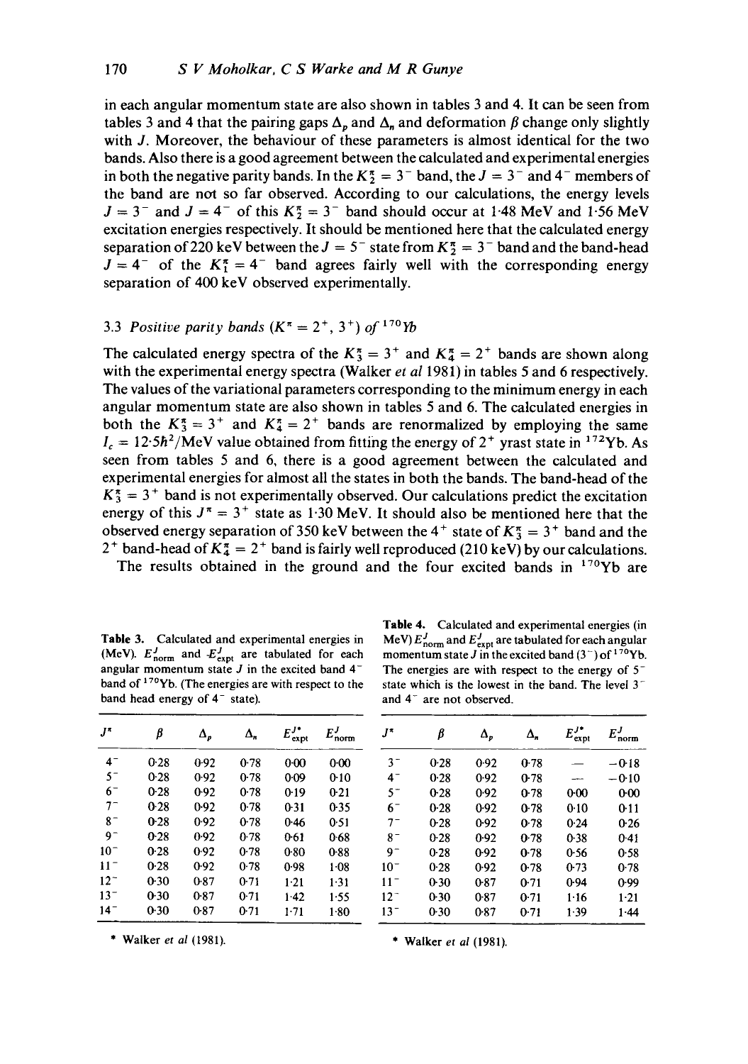in each angular momentum state are also shown in tables 3 and 4. It can be seen from tables 3 and 4 that the pairing gaps $\Delta_p$ and $\Delta_n$ and deformation $\beta$ change only slightly with $J$. Moreover, the behaviour of these parameters is almost identical for the two bands. Also there is a good agreement between the calculated and experimental energies in both the negative parity bands. In the $K_2^\pi = 3^-$ band, the $J = 3^-$ and $4^-$ members of the band are not so far observed. According to our calculations, the energy levels $J = 3^-$ and $J = 4^-$ of this $K_2^\pi = 3^-$ band should occur at 1·48 MeV and 1·56 MeV excitation energies respectively. It should be mentioned here that the calculated energy separation of 220 keV between the $J = 5^-$ state from $K_2^\pi = 3^-$ band and the band-head $J = 4^-$ of the $K_1^\pi = 4^-$ band agrees fairly well with the corresponding energy separation of 400 keV observed experimentally.

### 3.3 *Positive parity bands* ($K^\pi = 2^+, 3^+$) *of* $^{170}$Yb

The calculated energy spectra of the $K_3^\pi = 3^+$ and $K_4^\pi = 2^+$ bands are shown along with the experimental energy spectra (Walker *et al* 1981) in tables 5 and 6 respectively. The values of the variational parameters corresponding to the minimum energy in each angular momentum state are also shown in tables 5 and 6. The calculated energies in both the $K_3^\pi = 3^+$ and $K_4^\pi = 2^+$ bands are renormalized by employing the same $I_c = 12{\cdot}5\hbar^2/\text{MeV}$ value obtained from fitting the energy of $2^+$ yrast state in $^{172}$Yb. As seen from tables 5 and 6, there is a good agreement between the calculated and experimental energies for almost all the states in both the bands. The band-head of the $K_3^\pi = 3^+$ band is not experimentally observed. Our calculations predict the excitation energy of this $J^\pi = 3^+$ state as 1·30 MeV. It should also be mentioned here that the observed energy separation of 350 keV between the $4^+$ state of $K_3^\pi = 3^+$ band and the $2^+$ band-head of $K_4^\pi = 2^+$ band is fairly well reproduced (210 keV) by our calculations.

The results obtained in the ground and the four excited bands in $^{170}$Yb are

**Table 3.** Calculated and experimental energies in (MeV). $E^J_{\text{norm}}$ and $E^J_{\text{expt}}$ are tabulated for each angular momentum state $J$ in the excited band $4^-$ band of $^{170}$Yb. (The energies are with respect to the band head energy of $4^-$ state).

| $J^\pi$ | $\beta$ | $\Delta_p$ | $\Delta_n$ | $E^{J*}_{\text{expt}}$ | $E^J_{\text{norm}}$ |
|---|---|---|---|---|---|
| $4^-$ | 0·28 | 0·92 | 0·78 | 0·00 | 0·00 |
| $5^-$ | 0·28 | 0·92 | 0·78 | 0·09 | 0·10 |
| $6^-$ | 0·28 | 0·92 | 0·78 | 0·19 | 0·21 |
| $7^-$ | 0·28 | 0·92 | 0·78 | 0·31 | 0·35 |
| $8^-$ | 0·28 | 0·92 | 0·78 | 0·46 | 0·51 |
| $9^-$ | 0·28 | 0·92 | 0·78 | 0·61 | 0·68 |
| $10^-$ | 0·28 | 0·92 | 0·78 | 0·80 | 0·88 |
| $11^-$ | 0·28 | 0·92 | 0·78 | 0·98 | 1·08 |
| $12^-$ | 0·30 | 0·87 | 0·71 | 1·21 | 1·31 |
| $13^-$ | 0·30 | 0·87 | 0·71 | 1·42 | 1·55 |
| $14^-$ | 0·30 | 0·87 | 0·71 | 1·71 | 1·80 |

\* Walker *et al* (1981).

**Table 4.** Calculated and experimental energies (in MeV) $E^J_{\text{norm}}$ and $E^J_{\text{expt}}$ are tabulated for each angular momentum state $J$ in the excited band ($3^-$) of $^{170}$Yb. The energies are with respect to the energy of $5^-$ state which is the lowest in the band. The level $3^-$ and $4^-$ are not observed.

| $J^\pi$ | $\beta$ | $\Delta_p$ | $\Delta_n$ | $E^{J*}_{\text{expt}}$ | $E^J_{\text{norm}}$ |
|---|---|---|---|---|---|
| $3^-$ | 0·28 | 0·92 | 0·78 | — | −0·18 |
| $4^-$ | 0·28 | 0·92 | 0·78 | — | −0·10 |
| $5^-$ | 0·28 | 0·92 | 0·78 | 0·00 | 0·00 |
| $6^-$ | 0·28 | 0·92 | 0·78 | 0·10 | 0·11 |
| $7^-$ | 0·28 | 0·92 | 0·78 | 0·24 | 0·26 |
| $8^-$ | 0·28 | 0·92 | 0·78 | 0·38 | 0·41 |
| $9^-$ | 0·28 | 0·92 | 0·78 | 0·56 | 0·58 |
| $10^-$ | 0·28 | 0·92 | 0·78 | 0·73 | 0·78 |
| $11^-$ | 0·30 | 0·87 | 0·71 | 0·94 | 0·99 |
| $12^-$ | 0·30 | 0·87 | 0·71 | 1·16 | 1·21 |
| $13^-$ | 0·30 | 0·87 | 0·71 | 1·39 | 1·44 |

\* Walker *et al* (1981).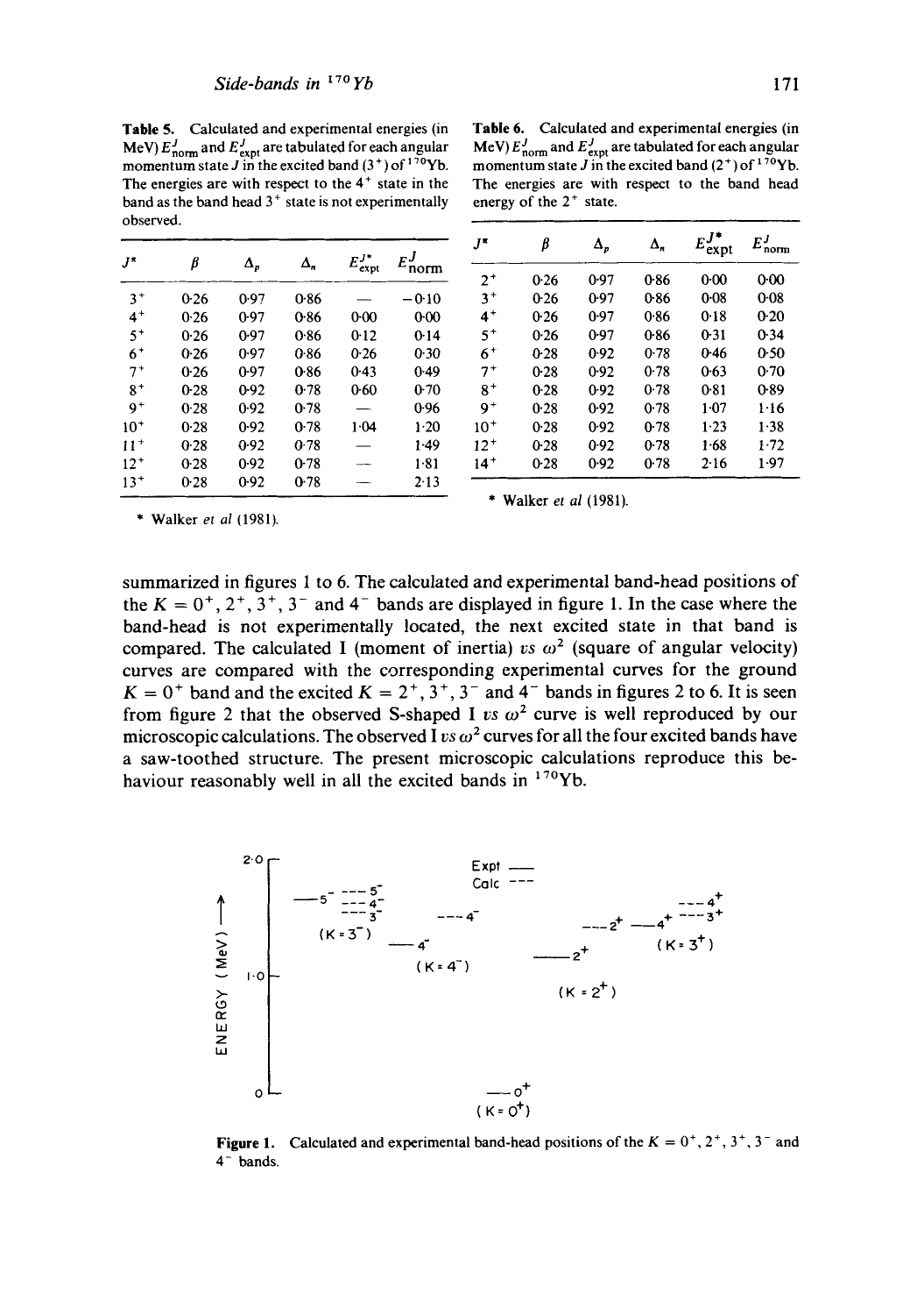**Table 5.** Calculated and experimental energies (in MeV) $E^J_{norm}$ and $E^J_{expt}$ are tabulated for each angular momentum state $J$ in the excited band ($3^+$) of $^{170}$Yb. The energies are with respect to the $4^+$ state in the band as the band head $3^+$ state is not experimentally observed.

| $J^\pi$ | $\beta$ | $\Delta_p$ | $\Delta_n$ | $E^{J*}_{expt}$ | $E^J_{norm}$ |
|---|---|---|---|---|---|
| $3^+$ | 0·26 | 0·97 | 0·86 | — | −0·10 |
| $4^+$ | 0·26 | 0·97 | 0·86 | 0·00 | 0·00 |
| $5^+$ | 0·26 | 0·97 | 0·86 | 0·12 | 0·14 |
| $6^+$ | 0·26 | 0·97 | 0·86 | 0·26 | 0·30 |
| $7^+$ | 0·26 | 0·97 | 0·86 | 0·43 | 0·49 |
| $8^+$ | 0·28 | 0·92 | 0·78 | 0·60 | 0·70 |
| $9^+$ | 0·28 | 0·92 | 0·78 | — | 0·96 |
| $10^+$ | 0·28 | 0·92 | 0·78 | 1·04 | 1·20 |
| $11^+$ | 0·28 | 0·92 | 0·78 | — | 1·49 |
| $12^+$ | 0·28 | 0·92 | 0·78 | — | 1·81 |
| $13^+$ | 0·28 | 0·92 | 0·78 | — | 2·13 |

\* Walker *et al* (1981).

**Table 6.** Calculated and experimental energies (in MeV) $E^J_{norm}$ and $E^J_{expt}$ are tabulated for each angular momentum state $J$ in the excited band ($2^+$) of $^{170}$Yb. The energies are with respect to the band head energy of the $2^+$ state.

| $J^\pi$ | $\beta$ | $\Delta_p$ | $\Delta_n$ | $E^{J*}_{expt}$ | $E^J_{norm}$ |
|---|---|---|---|---|---|
| $2^+$ | 0·26 | 0·97 | 0·86 | 0·00 | 0·00 |
| $3^+$ | 0·26 | 0·97 | 0·86 | 0·08 | 0·08 |
| $4^+$ | 0·26 | 0·97 | 0·86 | 0·18 | 0·20 |
| $5^+$ | 0·26 | 0·97 | 0·86 | 0·31 | 0·34 |
| $6^+$ | 0·28 | 0·92 | 0·78 | 0·46 | 0·50 |
| $7^+$ | 0·28 | 0·92 | 0·78 | 0·63 | 0·70 |
| $8^+$ | 0·28 | 0·92 | 0·78 | 0·81 | 0·89 |
| $9^+$ | 0·28 | 0·92 | 0·78 | 1·07 | 1·16 |
| $10^+$ | 0·28 | 0·92 | 0·78 | 1·23 | 1·38 |
| $12^+$ | 0·28 | 0·92 | 0·78 | 1·68 | 1·72 |
| $14^+$ | 0·28 | 0·92 | 0·78 | 2·16 | 1·97 |

\* Walker *et al* (1981).

summarized in figures 1 to 6. The calculated and experimental band-head positions of the $K = 0^+, 2^+, 3^+, 3^-$ and $4^-$ bands are displayed in figure 1. In the case where the band-head is not experimentally located, the next excited state in that band is compared. The calculated I (moment of inertia) *vs* $\omega^2$ (square of angular velocity) curves are compared with the corresponding experimental curves for the ground $K = 0^+$ band and the excited $K = 2^+, 3^+, 3^-$ and $4^-$ bands in figures 2 to 6. It is seen from figure 2 that the observed S-shaped I *vs* $\omega^2$ curve is well reproduced by our microscopic calculations. The observed I *vs* $\omega^2$ curves for all the four excited bands have a saw-toothed structure. The present microscopic calculations reproduce this behaviour reasonably well in all the excited bands in $^{170}$Yb.

**Figure 1.** Calculated and experimental band-head positions of the $K = 0^+, 2^+, 3^+, 3^-$ and $4^-$ bands.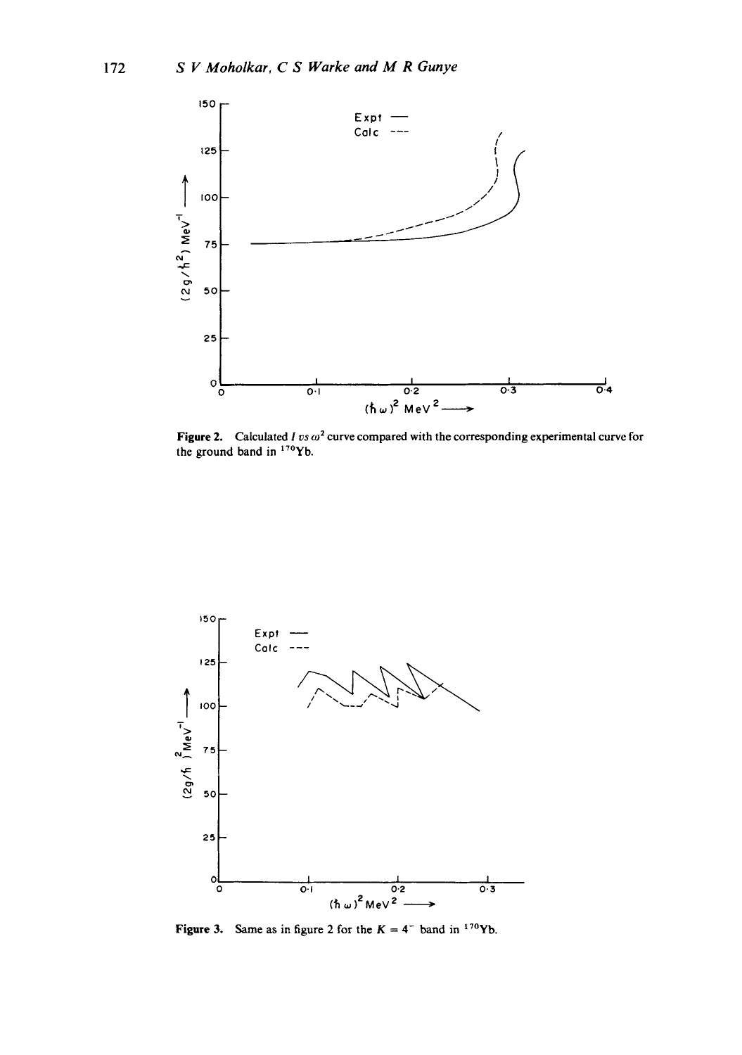Figure 2. Calculated $I$ *vs* $\omega^2$ curve compared with the corresponding experimental curve for the ground band in $^{170}$Yb.

Figure 3. Same as in figure 2 for the $K = 4^-$ band in $^{170}$Yb.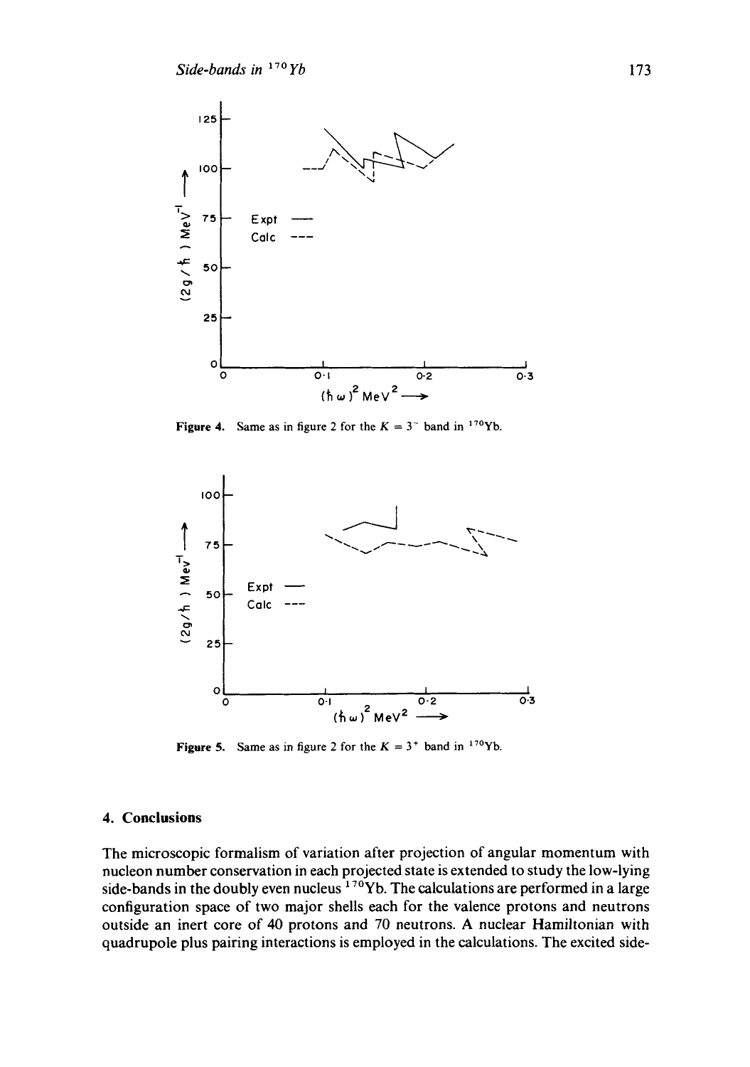Figure 4. Same as in figure 2 for the $K = 3^-$ band in $^{170}$Yb.

Figure 5. Same as in figure 2 for the $K = 3^+$ band in $^{170}$Yb.

## 4. Conclusions

The microscopic formalism of variation after projection of angular momentum with nucleon number conservation in each projected state is extended to study the low-lying side-bands in the doubly even nucleus $^{170}$Yb. The calculations are performed in a large configuration space of two major shells each for the valence protons and neutrons outside an inert core of 40 protons and 70 neutrons. A nuclear Hamiltonian with quadrupole plus pairing interactions is employed in the calculations. The excited side-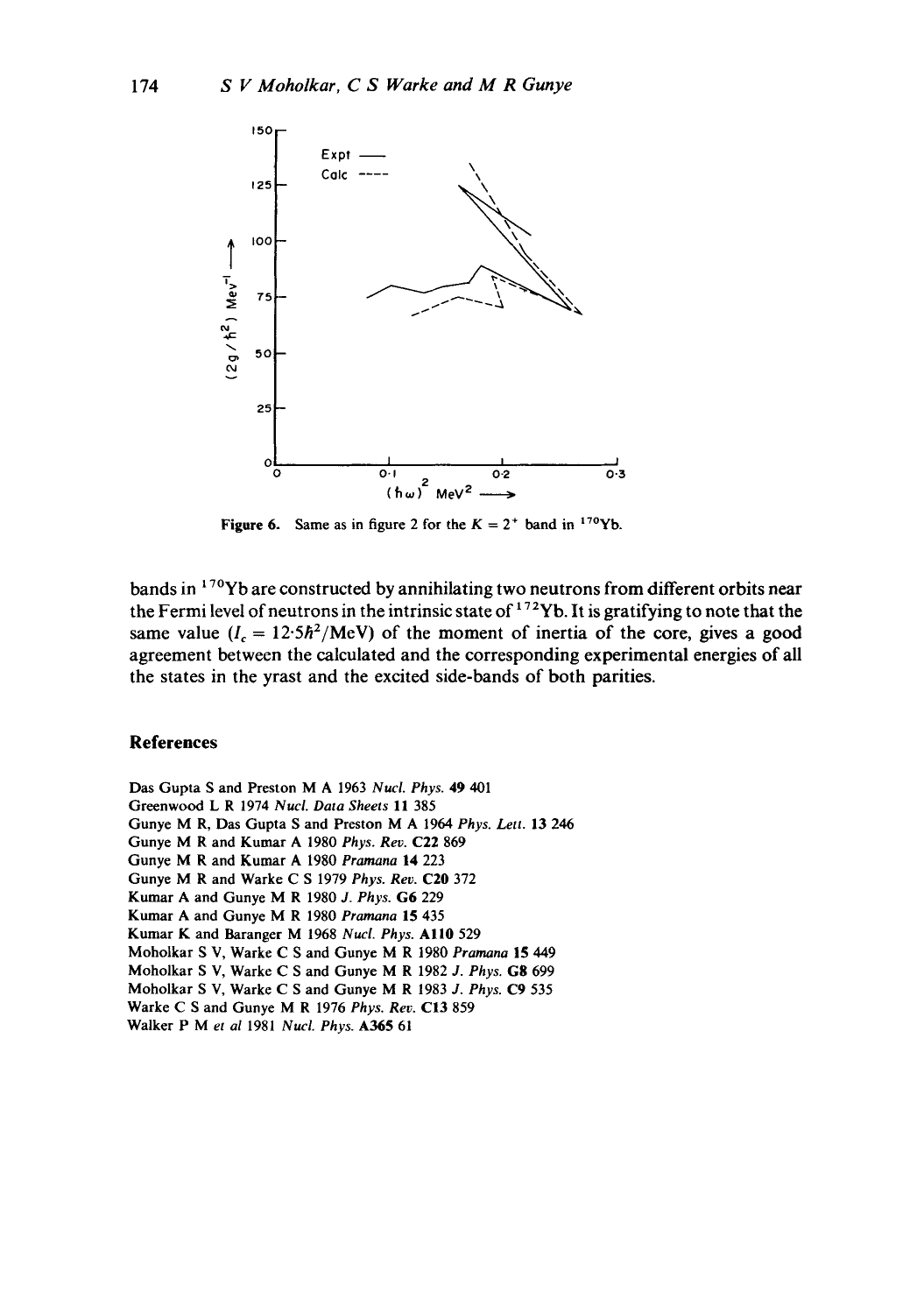150
125
100
75
50
25
0

Expt ——
Calc ----

$(2g/\hbar^2)$ MeV$^{-1}$ ⟶

0
0·1
0·2
0·3

$(\hbar\omega)^2$ MeV$^2$ ⟶

Figure 6. Same as in figure 2 for the $K = 2^+$ band in $^{170}$Yb.

bands in $^{170}$Yb are constructed by annihilating two neutrons from different orbits near the Fermi level of neutrons in the intrinsic state of $^{172}$Yb. It is gratifying to note that the same value ($I_c = 12{\cdot}5\hbar^2/\text{MeV}$) of the moment of inertia of the core, gives a good agreement between the calculated and the corresponding experimental energies of all the states in the yrast and the excited side-bands of both parities.

## References

Das Gupta S and Preston M A 1963 *Nucl. Phys.* **49** 401
Greenwood L R 1974 *Nucl. Data Sheets* **11** 385
Gunye M R, Das Gupta S and Preston M A 1964 *Phys. Lett.* **13** 246
Gunye M R and Kumar A 1980 *Phys. Rev.* **C22** 869
Gunye M R and Kumar A 1980 *Pramana* **14** 223
Gunye M R and Warke C S 1979 *Phys. Rev.* **C20** 372
Kumar A and Gunye M R 1980 *J. Phys.* **G6** 229
Kumar A and Gunye M R 1980 *Pramana* **15** 435
Kumar K and Baranger M 1968 *Nucl. Phys.* **A110** 529
Moholkar S V, Warke C S and Gunye M R 1980 *Pramana* **15** 449
Moholkar S V, Warke C S and Gunye M R 1982 *J. Phys.* **G8** 699
Moholkar S V, Warke C S and Gunye M R 1983 *J. Phys.* **C9** 535
Warke C S and Gunye M R 1976 *Phys. Rev.* **C13** 859
Walker P M *et al* 1981 *Nucl. Phys.* **A365** 61